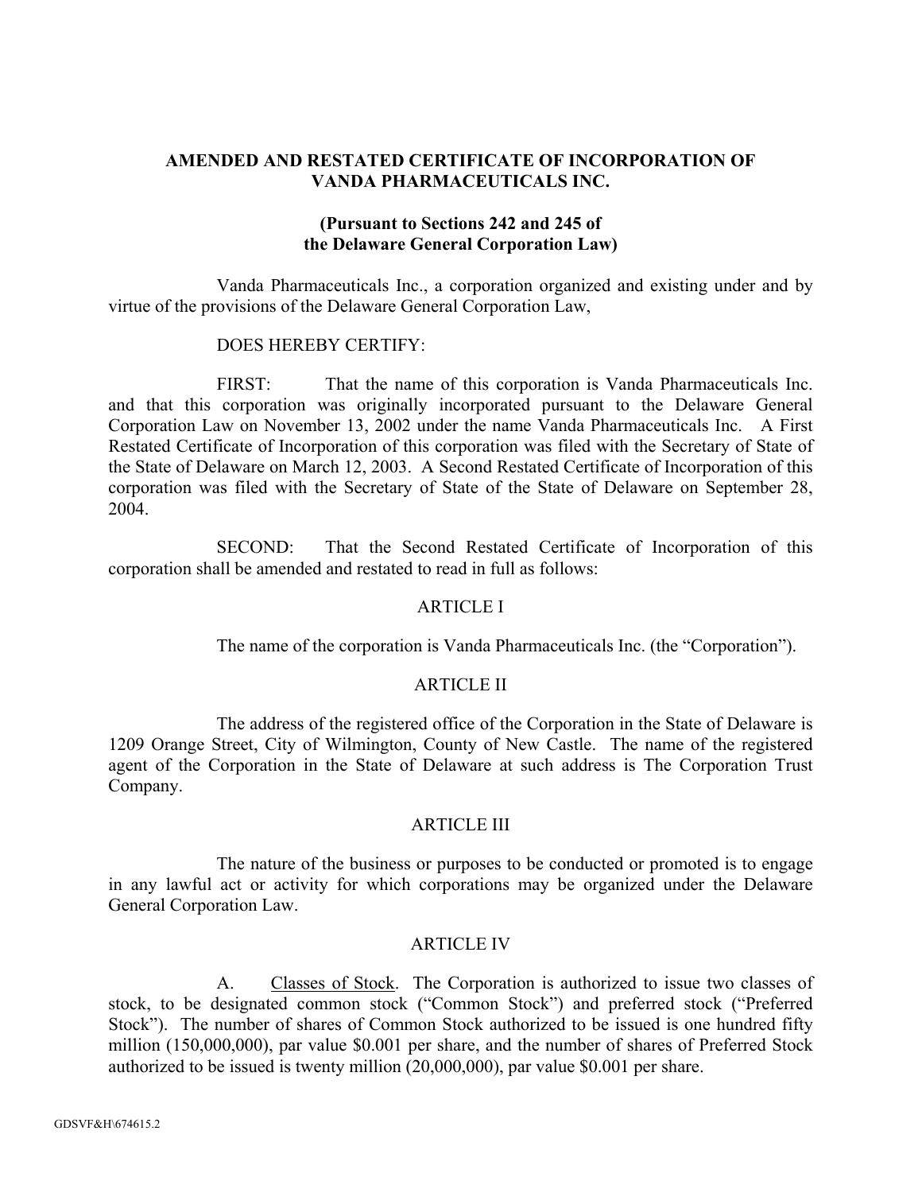# AMENDED AND RESTATED CERTIFICATE OF INCORPORATION OF VANDA PHARMACEUTICALS INC.

**(Pursuant to Sections 242 and 245 of the Delaware General Corporation Law)**

Vanda Pharmaceuticals Inc., a corporation organized and existing under and by virtue of the provisions of the Delaware General Corporation Law,

DOES HEREBY CERTIFY:

FIRST: That the name of this corporation is Vanda Pharmaceuticals Inc. and that this corporation was originally incorporated pursuant to the Delaware General Corporation Law on November 13, 2002 under the name Vanda Pharmaceuticals Inc. A First Restated Certificate of Incorporation of this corporation was filed with the Secretary of State of the State of Delaware on March 12, 2003. A Second Restated Certificate of Incorporation of this corporation was filed with the Secretary of State of the State of Delaware on September 28, 2004.

SECOND: That the Second Restated Certificate of Incorporation of this corporation shall be amended and restated to read in full as follows:

## ARTICLE I

The name of the corporation is Vanda Pharmaceuticals Inc. (the "Corporation").

## ARTICLE II

The address of the registered office of the Corporation in the State of Delaware is 1209 Orange Street, City of Wilmington, County of New Castle. The name of the registered agent of the Corporation in the State of Delaware at such address is The Corporation Trust Company.

## ARTICLE III

The nature of the business or purposes to be conducted or promoted is to engage in any lawful act or activity for which corporations may be organized under the Delaware General Corporation Law.

## ARTICLE IV

A. Classes of Stock. The Corporation is authorized to issue two classes of stock, to be designated common stock ("Common Stock") and preferred stock ("Preferred Stock"). The number of shares of Common Stock authorized to be issued is one hundred fifty million (150,000,000), par value $0.001 per share, and the number of shares of Preferred Stock authorized to be issued is twenty million (20,000,000), par value $0.001 per share.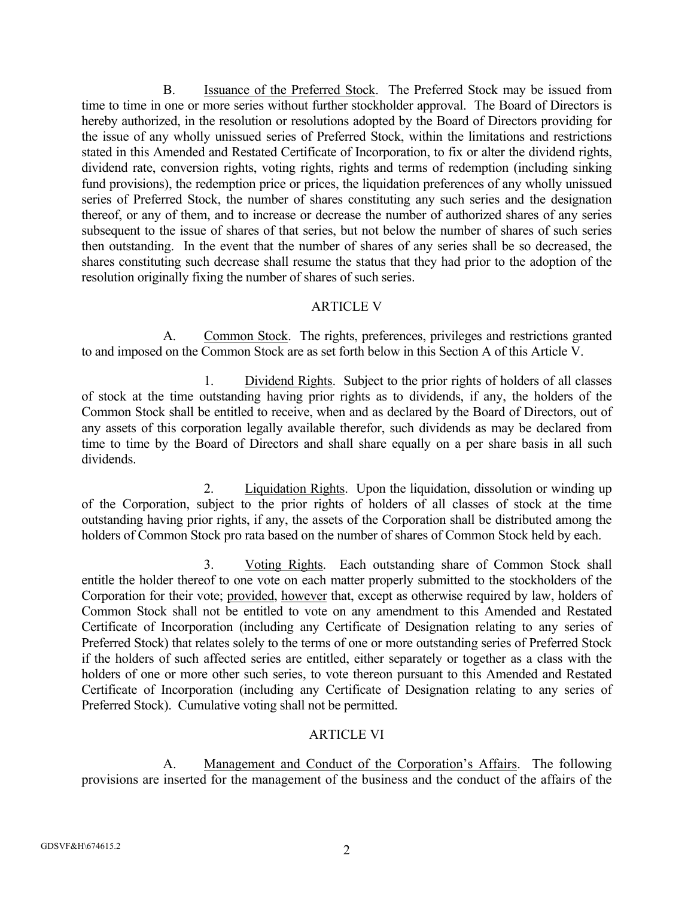B. Issuance of the Preferred Stock. The Preferred Stock may be issued from time to time in one or more series without further stockholder approval. The Board of Directors is hereby authorized, in the resolution or resolutions adopted by the Board of Directors providing for the issue of any wholly unissued series of Preferred Stock, within the limitations and restrictions stated in this Amended and Restated Certificate of Incorporation, to fix or alter the dividend rights, dividend rate, conversion rights, voting rights, rights and terms of redemption (including sinking fund provisions), the redemption price or prices, the liquidation preferences of any wholly unissued series of Preferred Stock, the number of shares constituting any such series and the designation thereof, or any of them, and to increase or decrease the number of authorized shares of any series subsequent to the issue of shares of that series, but not below the number of shares of such series then outstanding. In the event that the number of shares of any series shall be so decreased, the shares constituting such decrease shall resume the status that they had prior to the adoption of the resolution originally fixing the number of shares of such series.

## ARTICLE V

A. Common Stock. The rights, preferences, privileges and restrictions granted to and imposed on the Common Stock are as set forth below in this Section A of this Article V.

1. Dividend Rights. Subject to the prior rights of holders of all classes of stock at the time outstanding having prior rights as to dividends, if any, the holders of the Common Stock shall be entitled to receive, when and as declared by the Board of Directors, out of any assets of this corporation legally available therefor, such dividends as may be declared from time to time by the Board of Directors and shall share equally on a per share basis in all such dividends.

2. Liquidation Rights. Upon the liquidation, dissolution or winding up of the Corporation, subject to the prior rights of holders of all classes of stock at the time outstanding having prior rights, if any, the assets of the Corporation shall be distributed among the holders of Common Stock pro rata based on the number of shares of Common Stock held by each.

3. Voting Rights. Each outstanding share of Common Stock shall entitle the holder thereof to one vote on each matter properly submitted to the stockholders of the Corporation for their vote; provided, however that, except as otherwise required by law, holders of Common Stock shall not be entitled to vote on any amendment to this Amended and Restated Certificate of Incorporation (including any Certificate of Designation relating to any series of Preferred Stock) that relates solely to the terms of one or more outstanding series of Preferred Stock if the holders of such affected series are entitled, either separately or together as a class with the holders of one or more other such series, to vote thereon pursuant to this Amended and Restated Certificate of Incorporation (including any Certificate of Designation relating to any series of Preferred Stock). Cumulative voting shall not be permitted.

## ARTICLE VI

A. Management and Conduct of the Corporation's Affairs. The following provisions are inserted for the management of the business and the conduct of the affairs of the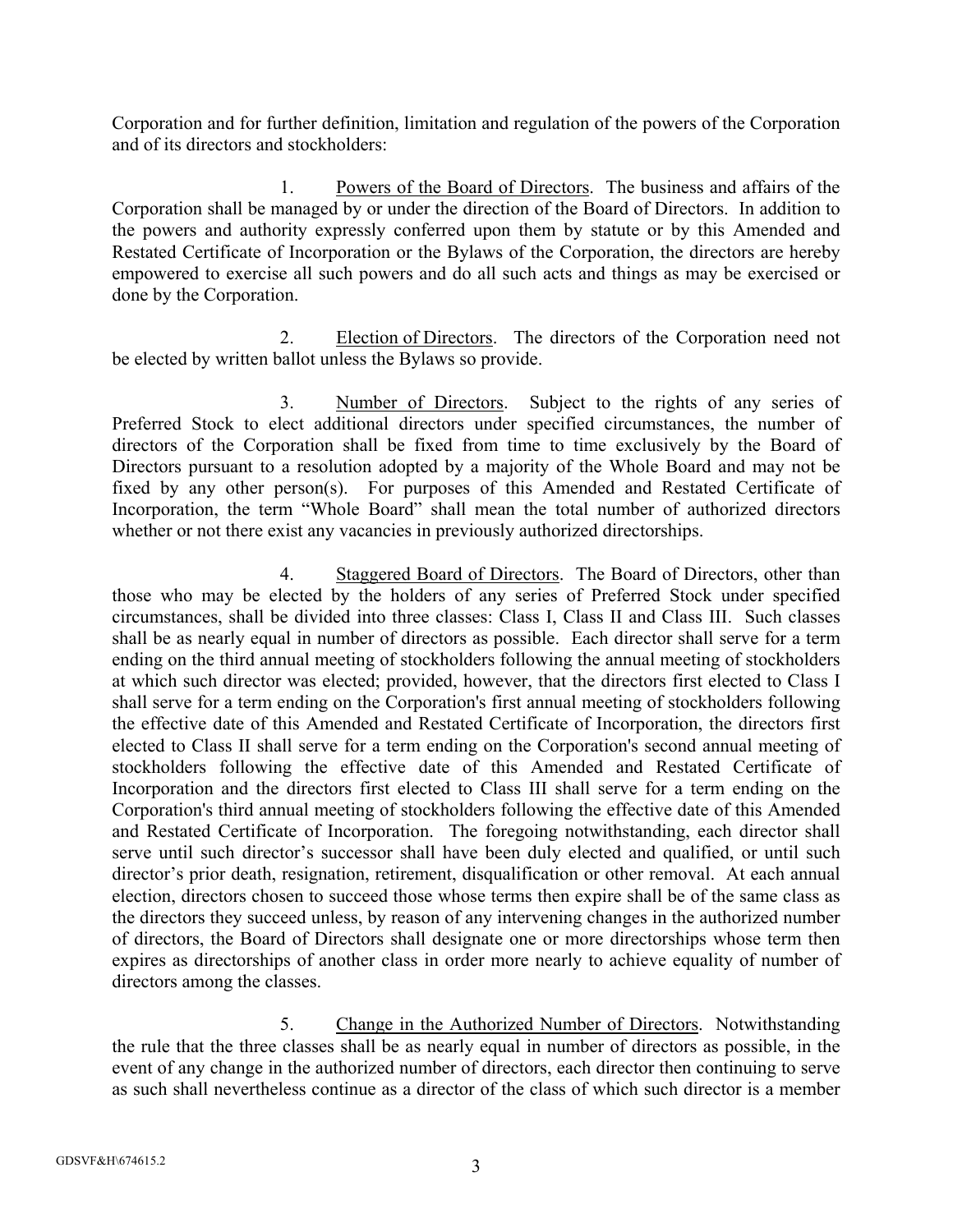Corporation and for further definition, limitation and regulation of the powers of the Corporation and of its directors and stockholders:

1. Powers of the Board of Directors. The business and affairs of the Corporation shall be managed by or under the direction of the Board of Directors. In addition to the powers and authority expressly conferred upon them by statute or by this Amended and Restated Certificate of Incorporation or the Bylaws of the Corporation, the directors are hereby empowered to exercise all such powers and do all such acts and things as may be exercised or done by the Corporation.

2. Election of Directors. The directors of the Corporation need not be elected by written ballot unless the Bylaws so provide.

3. Number of Directors. Subject to the rights of any series of Preferred Stock to elect additional directors under specified circumstances, the number of directors of the Corporation shall be fixed from time to time exclusively by the Board of Directors pursuant to a resolution adopted by a majority of the Whole Board and may not be fixed by any other person(s). For purposes of this Amended and Restated Certificate of Incorporation, the term "Whole Board" shall mean the total number of authorized directors whether or not there exist any vacancies in previously authorized directorships.

4. Staggered Board of Directors. The Board of Directors, other than those who may be elected by the holders of any series of Preferred Stock under specified circumstances, shall be divided into three classes: Class I, Class II and Class III. Such classes shall be as nearly equal in number of directors as possible. Each director shall serve for a term ending on the third annual meeting of stockholders following the annual meeting of stockholders at which such director was elected; provided, however, that the directors first elected to Class I shall serve for a term ending on the Corporation's first annual meeting of stockholders following the effective date of this Amended and Restated Certificate of Incorporation, the directors first elected to Class II shall serve for a term ending on the Corporation's second annual meeting of stockholders following the effective date of this Amended and Restated Certificate of Incorporation and the directors first elected to Class III shall serve for a term ending on the Corporation's third annual meeting of stockholders following the effective date of this Amended and Restated Certificate of Incorporation. The foregoing notwithstanding, each director shall serve until such director's successor shall have been duly elected and qualified, or until such director's prior death, resignation, retirement, disqualification or other removal. At each annual election, directors chosen to succeed those whose terms then expire shall be of the same class as the directors they succeed unless, by reason of any intervening changes in the authorized number of directors, the Board of Directors shall designate one or more directorships whose term then expires as directorships of another class in order more nearly to achieve equality of number of directors among the classes.

5. Change in the Authorized Number of Directors. Notwithstanding the rule that the three classes shall be as nearly equal in number of directors as possible, in the event of any change in the authorized number of directors, each director then continuing to serve as such shall nevertheless continue as a director of the class of which such director is a member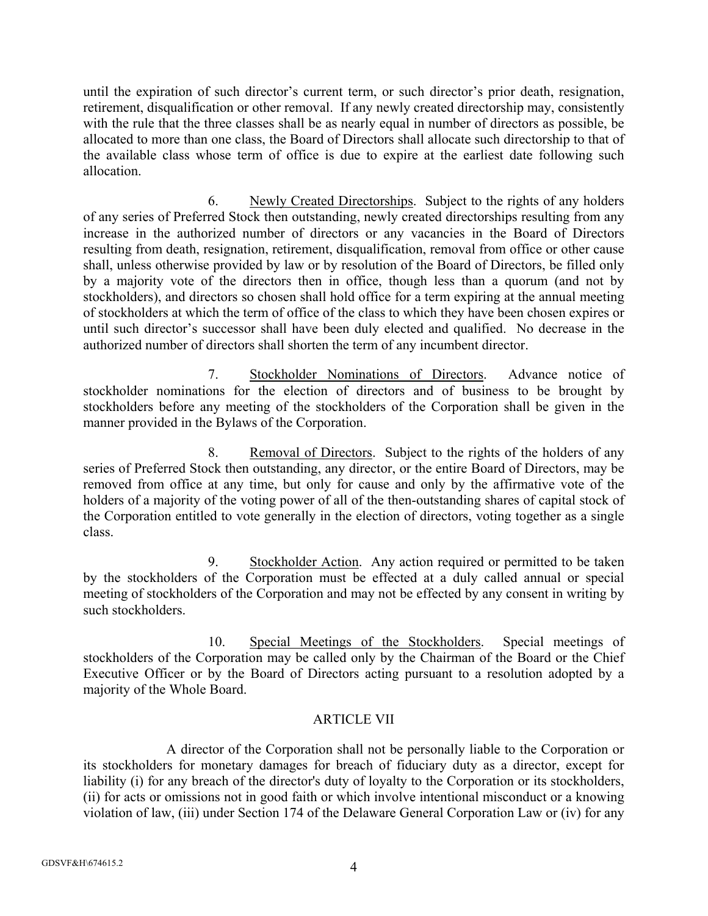until the expiration of such director's current term, or such director's prior death, resignation, retirement, disqualification or other removal. If any newly created directorship may, consistently with the rule that the three classes shall be as nearly equal in number of directors as possible, be allocated to more than one class, the Board of Directors shall allocate such directorship to that of the available class whose term of office is due to expire at the earliest date following such allocation.

6. Newly Created Directorships. Subject to the rights of any holders of any series of Preferred Stock then outstanding, newly created directorships resulting from any increase in the authorized number of directors or any vacancies in the Board of Directors resulting from death, resignation, retirement, disqualification, removal from office or other cause shall, unless otherwise provided by law or by resolution of the Board of Directors, be filled only by a majority vote of the directors then in office, though less than a quorum (and not by stockholders), and directors so chosen shall hold office for a term expiring at the annual meeting of stockholders at which the term of office of the class to which they have been chosen expires or until such director's successor shall have been duly elected and qualified. No decrease in the authorized number of directors shall shorten the term of any incumbent director.

7. Stockholder Nominations of Directors. Advance notice of stockholder nominations for the election of directors and of business to be brought by stockholders before any meeting of the stockholders of the Corporation shall be given in the manner provided in the Bylaws of the Corporation.

8. Removal of Directors. Subject to the rights of the holders of any series of Preferred Stock then outstanding, any director, or the entire Board of Directors, may be removed from office at any time, but only for cause and only by the affirmative vote of the holders of a majority of the voting power of all of the then-outstanding shares of capital stock of the Corporation entitled to vote generally in the election of directors, voting together as a single class.

9. Stockholder Action. Any action required or permitted to be taken by the stockholders of the Corporation must be effected at a duly called annual or special meeting of stockholders of the Corporation and may not be effected by any consent in writing by such stockholders.

10. Special Meetings of the Stockholders. Special meetings of stockholders of the Corporation may be called only by the Chairman of the Board or the Chief Executive Officer or by the Board of Directors acting pursuant to a resolution adopted by a majority of the Whole Board.

## ARTICLE VII

A director of the Corporation shall not be personally liable to the Corporation or its stockholders for monetary damages for breach of fiduciary duty as a director, except for liability (i) for any breach of the director's duty of loyalty to the Corporation or its stockholders, (ii) for acts or omissions not in good faith or which involve intentional misconduct or a knowing violation of law, (iii) under Section 174 of the Delaware General Corporation Law or (iv) for any

GDSVF&H\674615.2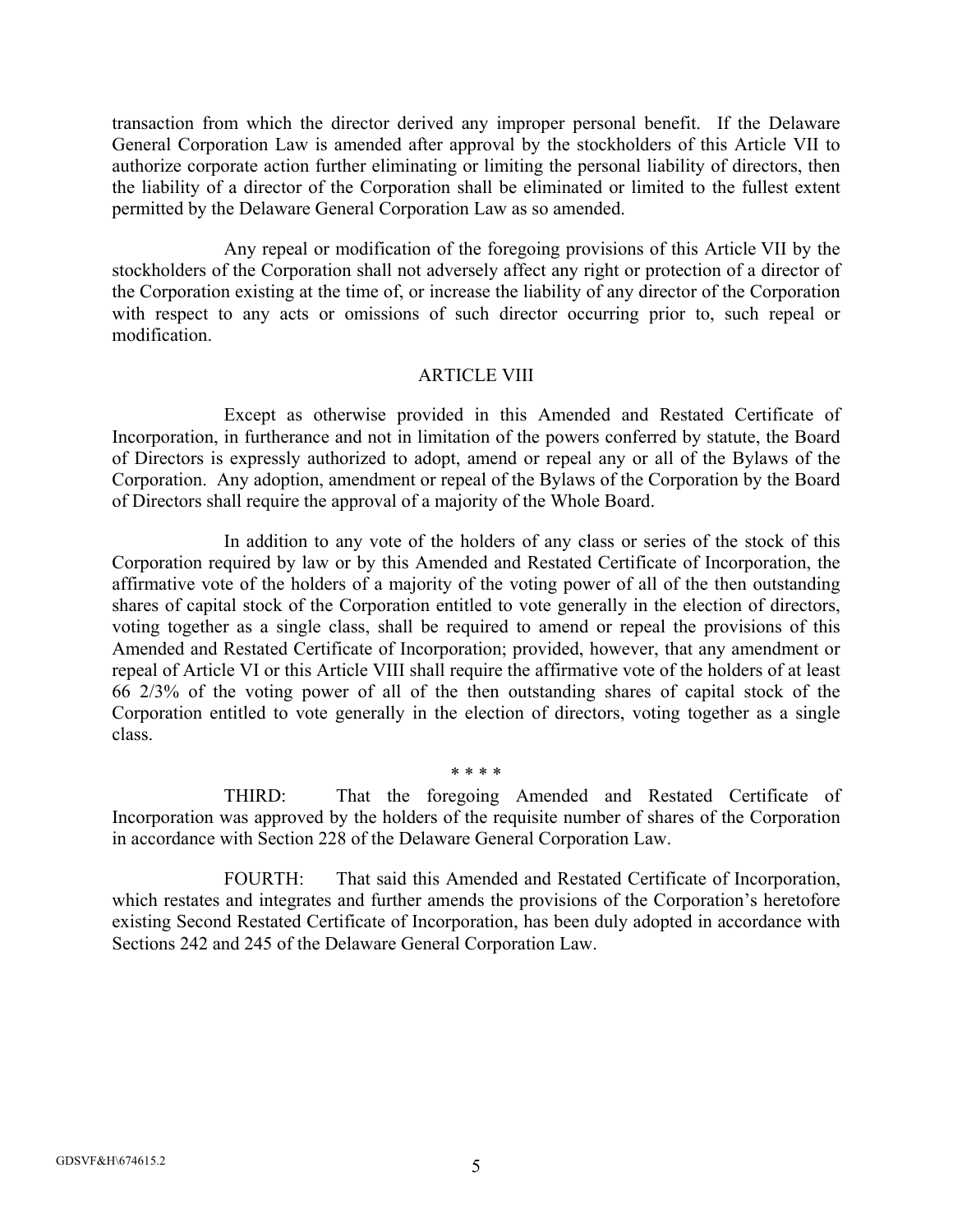transaction from which the director derived any improper personal benefit. If the Delaware General Corporation Law is amended after approval by the stockholders of this Article VII to authorize corporate action further eliminating or limiting the personal liability of directors, then the liability of a director of the Corporation shall be eliminated or limited to the fullest extent permitted by the Delaware General Corporation Law as so amended.

Any repeal or modification of the foregoing provisions of this Article VII by the stockholders of the Corporation shall not adversely affect any right or protection of a director of the Corporation existing at the time of, or increase the liability of any director of the Corporation with respect to any acts or omissions of such director occurring prior to, such repeal or modification.

## ARTICLE VIII

Except as otherwise provided in this Amended and Restated Certificate of Incorporation, in furtherance and not in limitation of the powers conferred by statute, the Board of Directors is expressly authorized to adopt, amend or repeal any or all of the Bylaws of the Corporation. Any adoption, amendment or repeal of the Bylaws of the Corporation by the Board of Directors shall require the approval of a majority of the Whole Board.

In addition to any vote of the holders of any class or series of the stock of this Corporation required by law or by this Amended and Restated Certificate of Incorporation, the affirmative vote of the holders of a majority of the voting power of all of the then outstanding shares of capital stock of the Corporation entitled to vote generally in the election of directors, voting together as a single class, shall be required to amend or repeal the provisions of this Amended and Restated Certificate of Incorporation; provided, however, that any amendment or repeal of Article VI or this Article VIII shall require the affirmative vote of the holders of at least 66 2/3% of the voting power of all of the then outstanding shares of capital stock of the Corporation entitled to vote generally in the election of directors, voting together as a single class.

\* \* \* \*

THIRD: That the foregoing Amended and Restated Certificate of Incorporation was approved by the holders of the requisite number of shares of the Corporation in accordance with Section 228 of the Delaware General Corporation Law.

FOURTH: That said this Amended and Restated Certificate of Incorporation, which restates and integrates and further amends the provisions of the Corporation's heretofore existing Second Restated Certificate of Incorporation, has been duly adopted in accordance with Sections 242 and 245 of the Delaware General Corporation Law.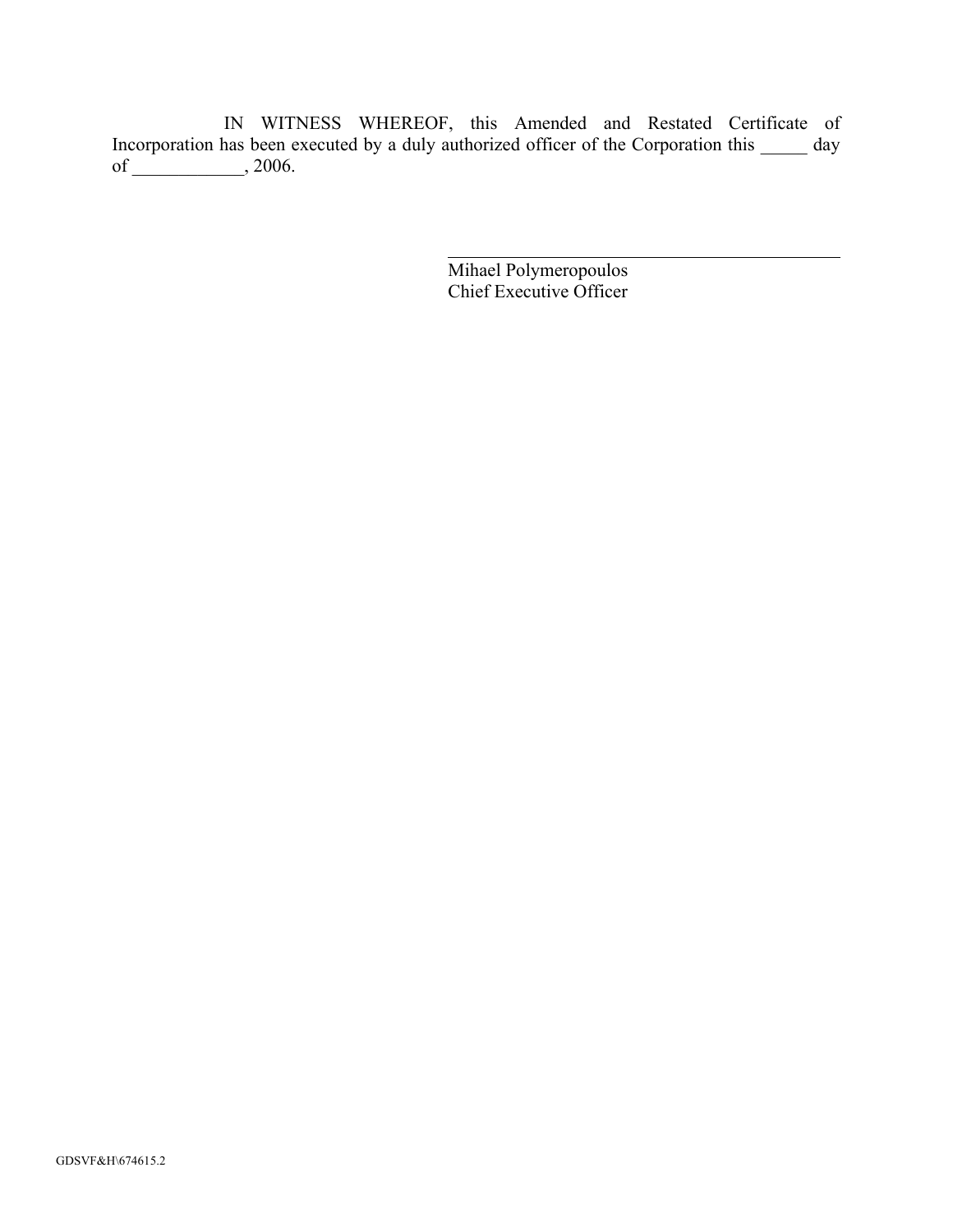IN WITNESS WHEREOF, this Amended and Restated Certificate of Incorporation has been executed by a duly authorized officer of the Corporation this _____ day of ____________, 2006.

\_\_\_\_\_\_\_\_\_\_\_\_\_\_\_\_\_\_\_\_\_\_\_\_\_\_\_\_\_\_\_\_\_\_\_\_\_\_\_\_

Mihael Polymeropoulos
Chief Executive Officer

GDSVF&H\674615.2